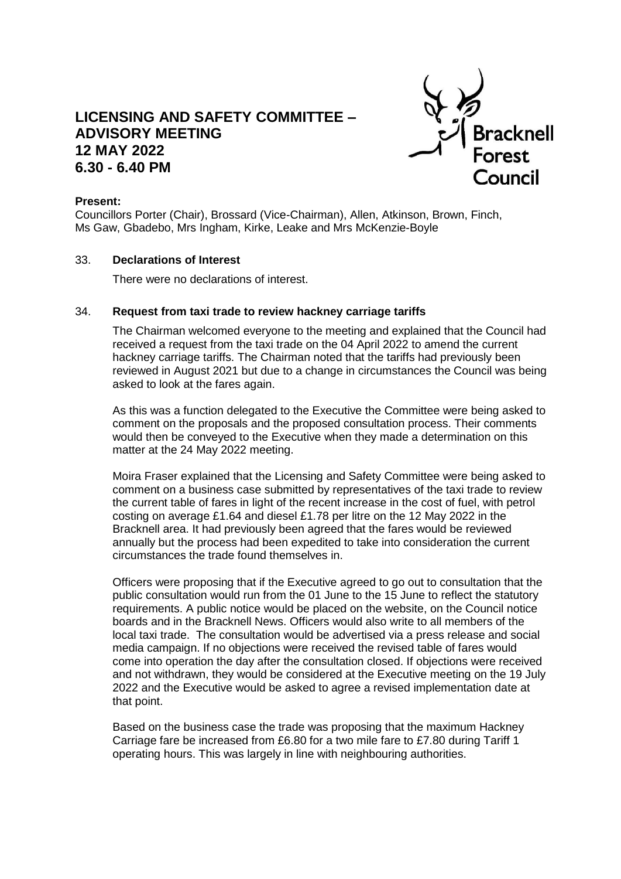# LICENSING AND SAFETY COMMITTEE – ADVISORY MEETING
# 12 MAY 2022
# 6.30 - 6.40 PM

**Present:**
Councillors Porter (Chair), Brossard (Vice-Chairman), Allen, Atkinson, Brown, Finch, Ms Gaw, Gbadebo, Mrs Ingham, Kirke, Leake and Mrs McKenzie-Boyle

## 33. Declarations of Interest

There were no declarations of interest.

## 34. Request from taxi trade to review hackney carriage tariffs

The Chairman welcomed everyone to the meeting and explained that the Council had received a request from the taxi trade on the 04 April 2022 to amend the current hackney carriage tariffs. The Chairman noted that the tariffs had previously been reviewed in August 2021 but due to a change in circumstances the Council was being asked to look at the fares again.

As this was a function delegated to the Executive the Committee were being asked to comment on the proposals and the proposed consultation process. Their comments would then be conveyed to the Executive when they made a determination on this matter at the 24 May 2022 meeting.

Moira Fraser explained that the Licensing and Safety Committee were being asked to comment on a business case submitted by representatives of the taxi trade to review the current table of fares in light of the recent increase in the cost of fuel, with petrol costing on average £1.64 and diesel £1.78 per litre on the 12 May 2022 in the Bracknell area. It had previously been agreed that the fares would be reviewed annually but the process had been expedited to take into consideration the current circumstances the trade found themselves in.

Officers were proposing that if the Executive agreed to go out to consultation that the public consultation would run from the 01 June to the 15 June to reflect the statutory requirements. A public notice would be placed on the website, on the Council notice boards and in the Bracknell News. Officers would also write to all members of the local taxi trade. The consultation would be advertised via a press release and social media campaign. If no objections were received the revised table of fares would come into operation the day after the consultation closed. If objections were received and not withdrawn, they would be considered at the Executive meeting on the 19 July 2022 and the Executive would be asked to agree a revised implementation date at that point.

Based on the business case the trade was proposing that the maximum Hackney Carriage fare be increased from £6.80 for a two mile fare to £7.80 during Tariff 1 operating hours. This was largely in line with neighbouring authorities.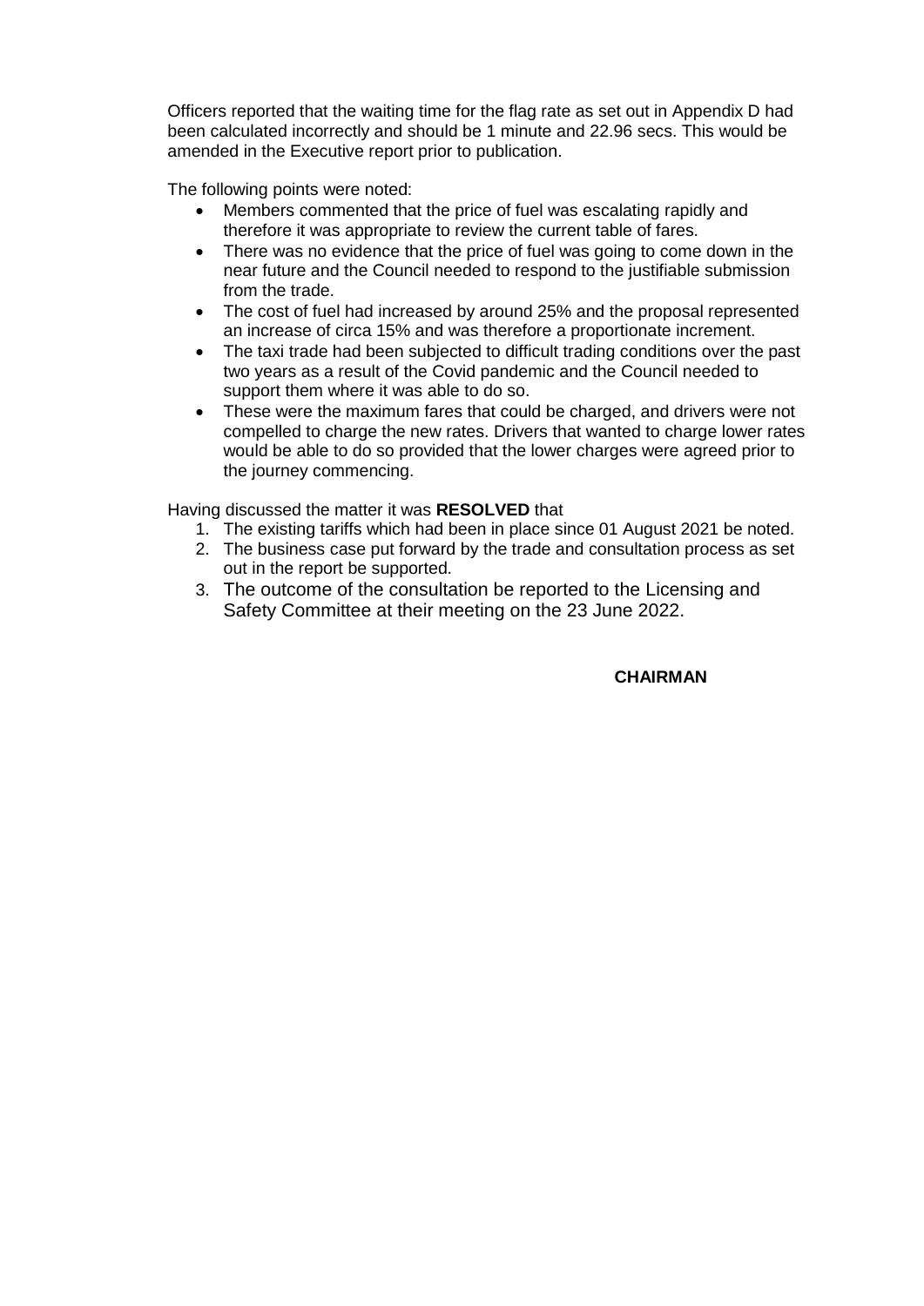Officers reported that the waiting time for the flag rate as set out in Appendix D had been calculated incorrectly and should be 1 minute and 22.96 secs. This would be amended in the Executive report prior to publication.

The following points were noted:

- Members commented that the price of fuel was escalating rapidly and therefore it was appropriate to review the current table of fares.
- There was no evidence that the price of fuel was going to come down in the near future and the Council needed to respond to the justifiable submission from the trade.
- The cost of fuel had increased by around 25% and the proposal represented an increase of circa 15% and was therefore a proportionate increment.
- The taxi trade had been subjected to difficult trading conditions over the past two years as a result of the Covid pandemic and the Council needed to support them where it was able to do so.
- These were the maximum fares that could be charged, and drivers were not compelled to charge the new rates. Drivers that wanted to charge lower rates would be able to do so provided that the lower charges were agreed prior to the journey commencing.

Having discussed the matter it was **RESOLVED** that

1. The existing tariffs which had been in place since 01 August 2021 be noted.
2. The business case put forward by the trade and consultation process as set out in the report be supported.
3. The outcome of the consultation be reported to the Licensing and Safety Committee at their meeting on the 23 June 2022.

**CHAIRMAN**